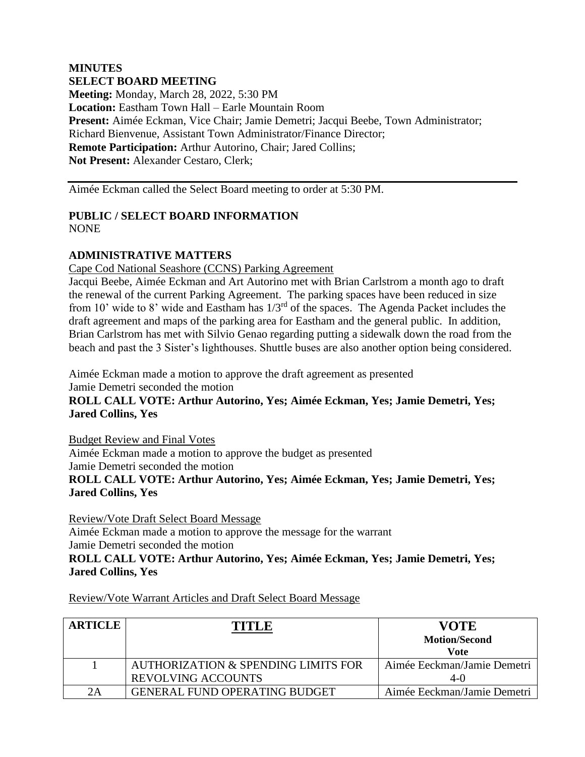**MINUTES**
**SELECT BOARD MEETING**
**Meeting:** Monday, March 28, 2022, 5:30 PM
**Location:** Eastham Town Hall – Earle Mountain Room
**Present:** Aimée Eckman, Vice Chair; Jamie Demetri; Jacqui Beebe, Town Administrator; Richard Bienvenue, Assistant Town Administrator/Finance Director;
**Remote Participation:** Arthur Autorino, Chair; Jared Collins;
**Not Present:** Alexander Cestaro, Clerk;

---

Aimée Eckman called the Select Board meeting to order at 5:30 PM.

**PUBLIC / SELECT BOARD INFORMATION**
NONE

**ADMINISTRATIVE MATTERS**

Cape Cod National Seashore (CCNS) Parking Agreement

Jacqui Beebe, Aimée Eckman and Art Autorino met with Brian Carlstrom a month ago to draft the renewal of the current Parking Agreement. The parking spaces have been reduced in size from 10' wide to 8' wide and Eastham has 1/3rd of the spaces. The Agenda Packet includes the draft agreement and maps of the parking area for Eastham and the general public. In addition, Brian Carlstrom has met with Silvio Genao regarding putting a sidewalk down the road from the beach and past the 3 Sister's lighthouses. Shuttle buses are also another option being considered.

Aimée Eckman made a motion to approve the draft agreement as presented
Jamie Demetri seconded the motion
**ROLL CALL VOTE: Arthur Autorino, Yes; Aimée Eckman, Yes; Jamie Demetri, Yes; Jared Collins, Yes**

Budget Review and Final Votes
Aimée Eckman made a motion to approve the budget as presented
Jamie Demetri seconded the motion
**ROLL CALL VOTE: Arthur Autorino, Yes; Aimée Eckman, Yes; Jamie Demetri, Yes; Jared Collins, Yes**

Review/Vote Draft Select Board Message
Aimée Eckman made a motion to approve the message for the warrant
Jamie Demetri seconded the motion
**ROLL CALL VOTE: Arthur Autorino, Yes; Aimée Eckman, Yes; Jamie Demetri, Yes; Jared Collins, Yes**

Review/Vote Warrant Articles and Draft Select Board Message

| ARTICLE | TITLE | VOTE Motion/Second Vote |
|---|---|---|
| 1 | AUTHORIZATION & SPENDING LIMITS FOR REVOLVING ACCOUNTS | Aimée Eckman/Jamie Demetri 4-0 |
| 2A | GENERAL FUND OPERATING BUDGET | Aimée Eckman/Jamie Demetri |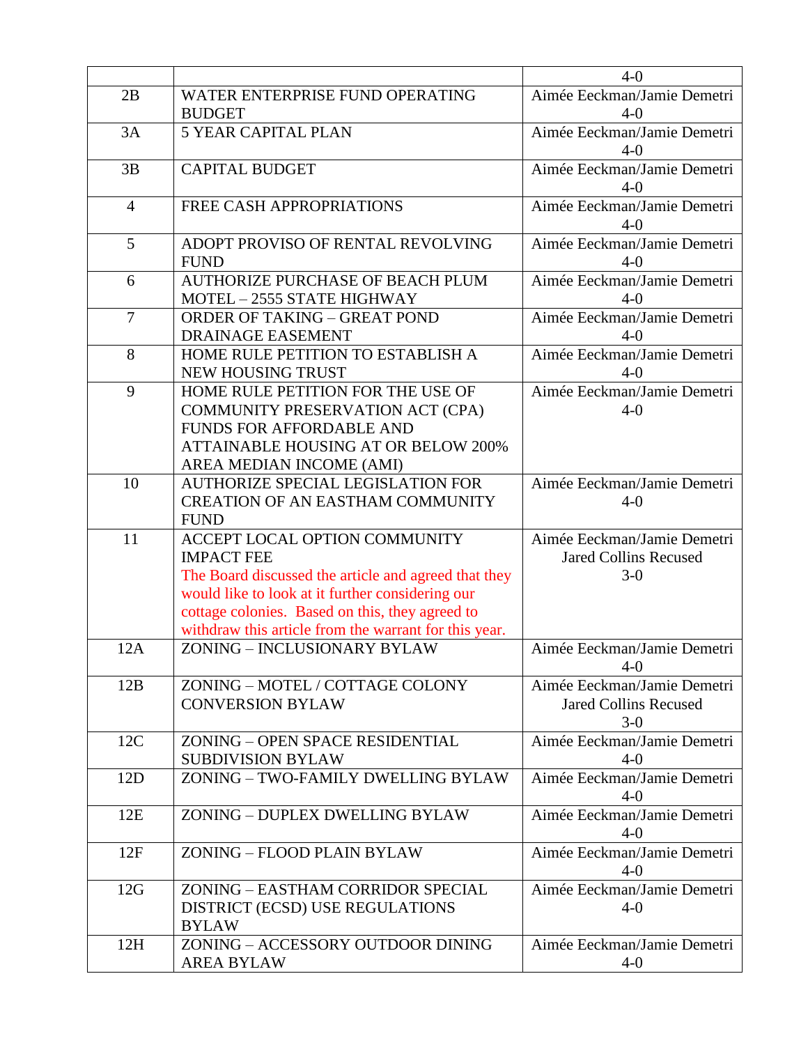| | | |
|---|---|---|
| | | 4-0 |
| 2B | WATER ENTERPRISE FUND OPERATING BUDGET | Aimée Eeckman/Jamie Demetri 4-0 |
| 3A | 5 YEAR CAPITAL PLAN | Aimée Eeckman/Jamie Demetri 4-0 |
| 3B | CAPITAL BUDGET | Aimée Eeckman/Jamie Demetri 4-0 |
| 4 | FREE CASH APPROPRIATIONS | Aimée Eeckman/Jamie Demetri 4-0 |
| 5 | ADOPT PROVISO OF RENTAL REVOLVING FUND | Aimée Eeckman/Jamie Demetri 4-0 |
| 6 | AUTHORIZE PURCHASE OF BEACH PLUM MOTEL – 2555 STATE HIGHWAY | Aimée Eeckman/Jamie Demetri 4-0 |
| 7 | ORDER OF TAKING – GREAT POND DRAINAGE EASEMENT | Aimée Eeckman/Jamie Demetri 4-0 |
| 8 | HOME RULE PETITION TO ESTABLISH A NEW HOUSING TRUST | Aimée Eeckman/Jamie Demetri 4-0 |
| 9 | HOME RULE PETITION FOR THE USE OF COMMUNITY PRESERVATION ACT (CPA) FUNDS FOR AFFORDABLE AND ATTAINABLE HOUSING AT OR BELOW 200% AREA MEDIAN INCOME (AMI) | Aimée Eeckman/Jamie Demetri 4-0 |
| 10 | AUTHORIZE SPECIAL LEGISLATION FOR CREATION OF AN EASTHAM COMMUNITY FUND | Aimée Eeckman/Jamie Demetri 4-0 |
| 11 | ACCEPT LOCAL OPTION COMMUNITY IMPACT FEE<br>The Board discussed the article and agreed that they would like to look at it further considering our cottage colonies. Based on this, they agreed to withdraw this article from the warrant for this year. | Aimée Eeckman/Jamie Demetri<br>Jared Collins Recused<br>3-0 |
| 12A | ZONING – INCLUSIONARY BYLAW | Aimée Eeckman/Jamie Demetri 4-0 |
| 12B | ZONING – MOTEL / COTTAGE COLONY CONVERSION BYLAW | Aimée Eeckman/Jamie Demetri<br>Jared Collins Recused<br>3-0 |
| 12C | ZONING – OPEN SPACE RESIDENTIAL SUBDIVISION BYLAW | Aimée Eeckman/Jamie Demetri 4-0 |
| 12D | ZONING – TWO-FAMILY DWELLING BYLAW | Aimée Eeckman/Jamie Demetri 4-0 |
| 12E | ZONING – DUPLEX DWELLING BYLAW | Aimée Eeckman/Jamie Demetri 4-0 |
| 12F | ZONING – FLOOD PLAIN BYLAW | Aimée Eeckman/Jamie Demetri 4-0 |
| 12G | ZONING – EASTHAM CORRIDOR SPECIAL DISTRICT (ECSD) USE REGULATIONS BYLAW | Aimée Eeckman/Jamie Demetri 4-0 |
| 12H | ZONING – ACCESSORY OUTDOOR DINING AREA BYLAW | Aimée Eeckman/Jamie Demetri 4-0 |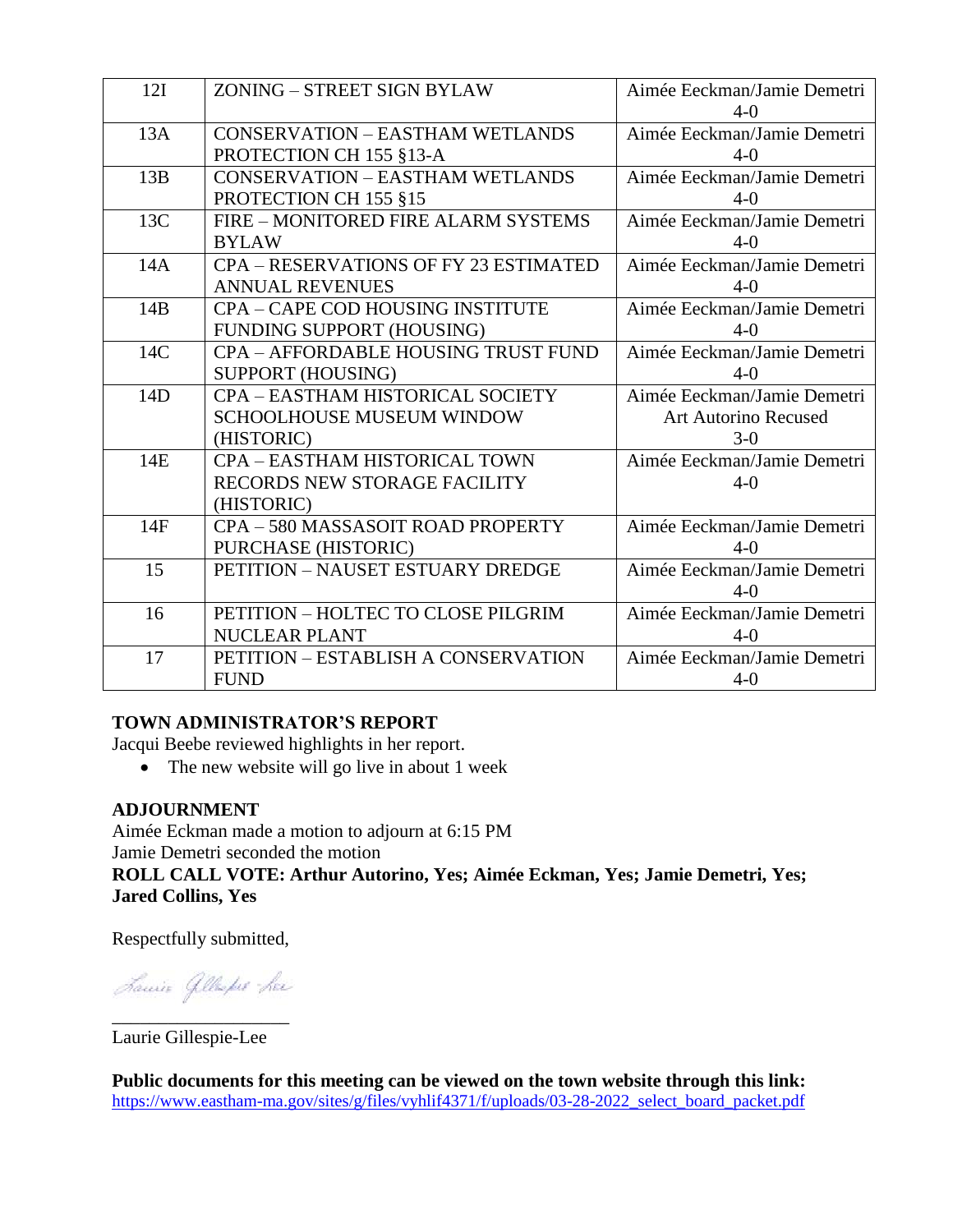| | | |
|---|---|---|
| 12I | ZONING – STREET SIGN BYLAW | Aimée Eeckman/Jamie Demetri 4-0 |
| 13A | CONSERVATION – EASTHAM WETLANDS PROTECTION CH 155 §13-A | Aimée Eeckman/Jamie Demetri 4-0 |
| 13B | CONSERVATION – EASTHAM WETLANDS PROTECTION CH 155 §15 | Aimée Eeckman/Jamie Demetri 4-0 |
| 13C | FIRE – MONITORED FIRE ALARM SYSTEMS BYLAW | Aimée Eeckman/Jamie Demetri 4-0 |
| 14A | CPA – RESERVATIONS OF FY 23 ESTIMATED ANNUAL REVENUES | Aimée Eeckman/Jamie Demetri 4-0 |
| 14B | CPA – CAPE COD HOUSING INSTITUTE FUNDING SUPPORT (HOUSING) | Aimée Eeckman/Jamie Demetri 4-0 |
| 14C | CPA – AFFORDABLE HOUSING TRUST FUND SUPPORT (HOUSING) | Aimée Eeckman/Jamie Demetri 4-0 |
| 14D | CPA – EASTHAM HISTORICAL SOCIETY SCHOOLHOUSE MUSEUM WINDOW (HISTORIC) | Aimée Eeckman/Jamie Demetri Art Autorino Recused 3-0 |
| 14E | CPA – EASTHAM HISTORICAL TOWN RECORDS NEW STORAGE FACILITY (HISTORIC) | Aimée Eeckman/Jamie Demetri 4-0 |
| 14F | CPA – 580 MASSASOIT ROAD PROPERTY PURCHASE (HISTORIC) | Aimée Eeckman/Jamie Demetri 4-0 |
| 15 | PETITION – NAUSET ESTUARY DREDGE | Aimée Eeckman/Jamie Demetri 4-0 |
| 16 | PETITION – HOLTEC TO CLOSE PILGRIM NUCLEAR PLANT | Aimée Eeckman/Jamie Demetri 4-0 |
| 17 | PETITION – ESTABLISH A CONSERVATION FUND | Aimée Eeckman/Jamie Demetri 4-0 |

**TOWN ADMINISTRATOR'S REPORT**

Jacqui Beebe reviewed highlights in her report.

- The new website will go live in about 1 week

**ADJOURNMENT**

Aimée Eckman made a motion to adjourn at 6:15 PM

Jamie Demetri seconded the motion

**ROLL CALL VOTE: Arthur Autorino, Yes; Aimée Eckman, Yes; Jamie Demetri, Yes; Jared Collins, Yes**

Respectfully submitted,

Laurie Gillespie-Lee

\_\_\_\_\_\_\_\_\_\_\_\_\_\_\_\_\_\_\_\_

Laurie Gillespie-Lee

**Public documents for this meeting can be viewed on the town website through this link:**
https://www.eastham-ma.gov/sites/g/files/vyhlif4371/f/uploads/03-28-2022_select_board_packet.pdf